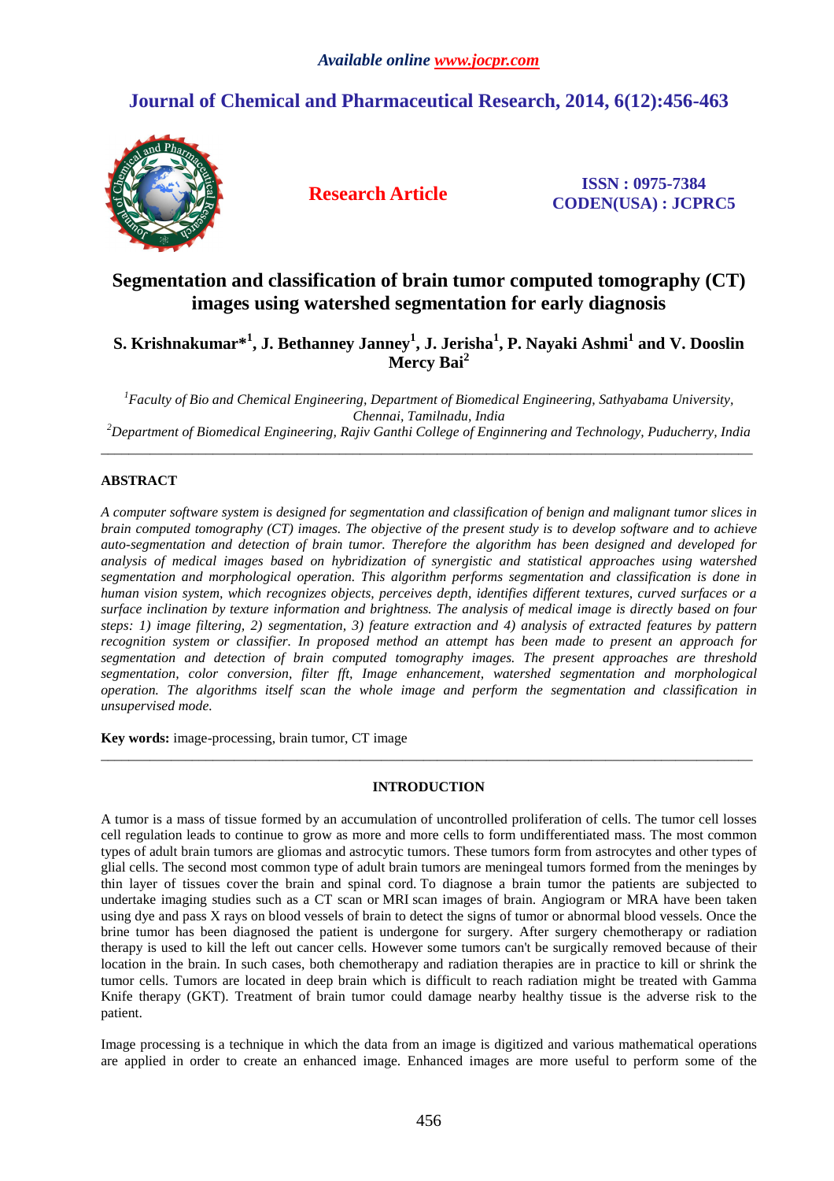*Available online www.jocpr.com*

# Journal of Chemical and Pharmaceutical Research, 2014, 6(12):456-463

**Research Article**

**ISSN : 0975-7384**
**CODEN(USA) : JCPRC5**

# Segmentation and classification of brain tumor computed tomography (CT) images using watershed segmentation for early diagnosis

**S. Krishnakumar*[1], J. Bethanney Janney[1], J. Jerisha[1], P. Nayaki Ashmi[1] and V. Dooslin Mercy Bai[2]**

[1]*Faculty of Bio and Chemical Engineering, Department of Biomedical Engineering, Sathyabama University, Chennai, Tamilnadu, India*
[2]*Department of Biomedical Engineering, Rajiv Ganthi College of Enginnering and Technology, Puducherry, India*

---

## ABSTRACT

*A computer software system is designed for segmentation and classification of benign and malignant tumor slices in brain computed tomography (CT) images. The objective of the present study is to develop software and to achieve auto-segmentation and detection of brain tumor. Therefore the algorithm has been designed and developed for analysis of medical images based on hybridization of synergistic and statistical approaches using watershed segmentation and morphological operation. This algorithm performs segmentation and classification is done in human vision system, which recognizes objects, perceives depth, identifies different textures, curved surfaces or a surface inclination by texture information and brightness. The analysis of medical image is directly based on four steps: 1) image filtering, 2) segmentation, 3) feature extraction and 4) analysis of extracted features by pattern recognition system or classifier. In proposed method an attempt has been made to present an approach for segmentation and detection of brain computed tomography images. The present approaches are threshold segmentation, color conversion, filter fft, Image enhancement, watershed segmentation and morphological operation. The algorithms itself scan the whole image and perform the segmentation and classification in unsupervised mode.*

**Key words:** image-processing, brain tumor, CT image

---

## INTRODUCTION

A tumor is a mass of tissue formed by an accumulation of uncontrolled proliferation of cells. The tumor cell losses cell regulation leads to continue to grow as more and more cells to form undifferentiated mass. The most common types of adult brain tumors are gliomas and astrocytic tumors. These tumors form from astrocytes and other types of glial cells. The second most common type of adult brain tumors are meningeal tumors formed from the meninges by thin layer of tissues cover the brain and spinal cord. To diagnose a brain tumor the patients are subjected to undertake imaging studies such as a CT scan or MRI scan images of brain. Angiogram or MRA have been taken using dye and pass X rays on blood vessels of brain to detect the signs of tumor or abnormal blood vessels. Once the brine tumor has been diagnosed the patient is undergone for surgery. After surgery chemotherapy or radiation therapy is used to kill the left out cancer cells. However some tumors can't be surgically removed because of their location in the brain. In such cases, both chemotherapy and radiation therapies are in practice to kill or shrink the tumor cells. Tumors are located in deep brain which is difficult to reach radiation might be treated with Gamma Knife therapy (GKT). Treatment of brain tumor could damage nearby healthy tissue is the adverse risk to the patient.

Image processing is a technique in which the data from an image is digitized and various mathematical operations are applied in order to create an enhanced image. Enhanced images are more useful to perform some of the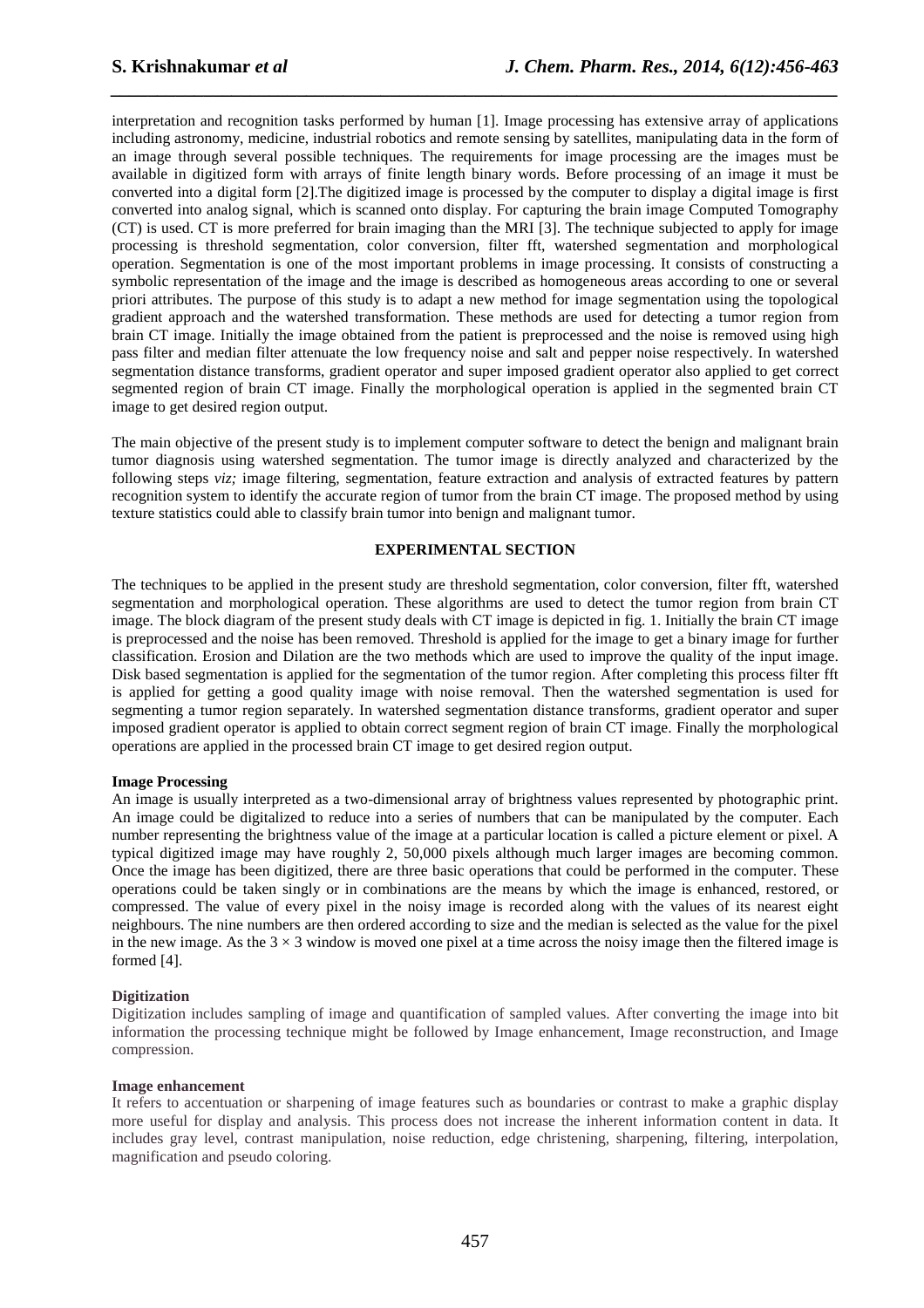interpretation and recognition tasks performed by human [1]. Image processing has extensive array of applications including astronomy, medicine, industrial robotics and remote sensing by satellites, manipulating data in the form of an image through several possible techniques. The requirements for image processing are the images must be available in digitized form with arrays of finite length binary words. Before processing of an image it must be converted into a digital form [2].The digitized image is processed by the computer to display a digital image is first converted into analog signal, which is scanned onto display. For capturing the brain image Computed Tomography (CT) is used. CT is more preferred for brain imaging than the MRI [3]. The technique subjected to apply for image processing is threshold segmentation, color conversion, filter fft, watershed segmentation and morphological operation. Segmentation is one of the most important problems in image processing. It consists of constructing a symbolic representation of the image and the image is described as homogeneous areas according to one or several priori attributes. The purpose of this study is to adapt a new method for image segmentation using the topological gradient approach and the watershed transformation. These methods are used for detecting a tumor region from brain CT image. Initially the image obtained from the patient is preprocessed and the noise is removed using high pass filter and median filter attenuate the low frequency noise and salt and pepper noise respectively. In watershed segmentation distance transforms, gradient operator and super imposed gradient operator also applied to get correct segmented region of brain CT image. Finally the morphological operation is applied in the segmented brain CT image to get desired region output.

The main objective of the present study is to implement computer software to detect the benign and malignant brain tumor diagnosis using watershed segmentation. The tumor image is directly analyzed and characterized by the following steps *viz;* image filtering, segmentation, feature extraction and analysis of extracted features by pattern recognition system to identify the accurate region of tumor from the brain CT image. The proposed method by using texture statistics could able to classify brain tumor into benign and malignant tumor.

## EXPERIMENTAL SECTION

The techniques to be applied in the present study are threshold segmentation, color conversion, filter fft, watershed segmentation and morphological operation. These algorithms are used to detect the tumor region from brain CT image. The block diagram of the present study deals with CT image is depicted in fig. 1. Initially the brain CT image is preprocessed and the noise has been removed. Threshold is applied for the image to get a binary image for further classification. Erosion and Dilation are the two methods which are used to improve the quality of the input image. Disk based segmentation is applied for the segmentation of the tumor region. After completing this process filter fft is applied for getting a good quality image with noise removal. Then the watershed segmentation is used for segmenting a tumor region separately. In watershed segmentation distance transforms, gradient operator and super imposed gradient operator is applied to obtain correct segment region of brain CT image. Finally the morphological operations are applied in the processed brain CT image to get desired region output.

### Image Processing

An image is usually interpreted as a two-dimensional array of brightness values represented by photographic print. An image could be digitalized to reduce into a series of numbers that can be manipulated by the computer. Each number representing the brightness value of the image at a particular location is called a picture element or pixel. A typical digitized image may have roughly 2, 50,000 pixels although much larger images are becoming common. Once the image has been digitized, there are three basic operations that could be performed in the computer. These operations could be taken singly or in combinations are the means by which the image is enhanced, restored, or compressed. The value of every pixel in the noisy image is recorded along with the values of its nearest eight neighbours. The nine numbers are then ordered according to size and the median is selected as the value for the pixel in the new image. As the $3 \times 3$ window is moved one pixel at a time across the noisy image then the filtered image is formed [4].

### Digitization

Digitization includes sampling of image and quantification of sampled values. After converting the image into bit information the processing technique might be followed by Image enhancement, Image reconstruction, and Image compression.

### Image enhancement

It refers to accentuation or sharpening of image features such as boundaries or contrast to make a graphic display more useful for display and analysis. This process does not increase the inherent information content in data. It includes gray level, contrast manipulation, noise reduction, edge christening, sharpening, filtering, interpolation, magnification and pseudo coloring.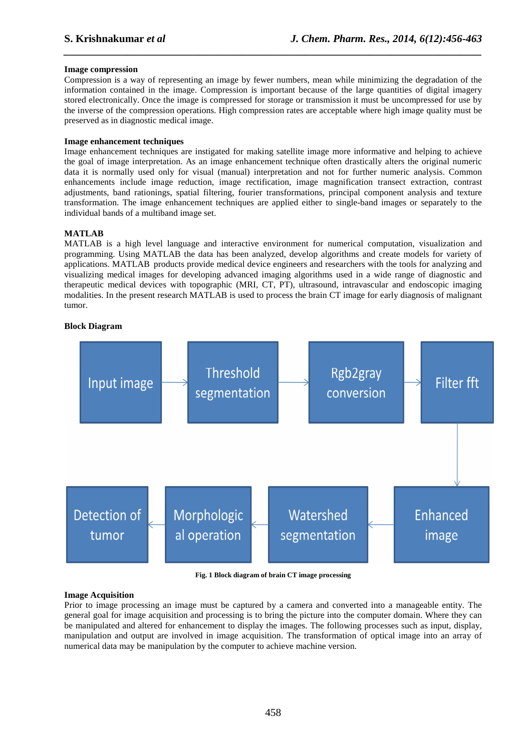### Image compression

Compression is a way of representing an image by fewer numbers, mean while minimizing the degradation of the information contained in the image. Compression is important because of the large quantities of digital imagery stored electronically. Once the image is compressed for storage or transmission it must be uncompressed for use by the inverse of the compression operations. High compression rates are acceptable where high image quality must be preserved as in diagnostic medical image.

### Image enhancement techniques

Image enhancement techniques are instigated for making satellite image more informative and helping to achieve the goal of image interpretation. As an image enhancement technique often drastically alters the original numeric data it is normally used only for visual (manual) interpretation and not for further numeric analysis. Common enhancements include image reduction, image rectification, image magnification transect extraction, contrast adjustments, band rationings, spatial filtering, fourier transformations, principal component analysis and texture transformation. The image enhancement techniques are applied either to single-band images or separately to the individual bands of a multiband image set.

### MATLAB

MATLAB is a high level language and interactive environment for numerical computation, visualization and programming. Using MATLAB the data has been analyzed, develop algorithms and create models for variety of applications. MATLAB products provide medical device engineers and researchers with the tools for analyzing and visualizing medical images for developing advanced imaging algorithms used in a wide range of diagnostic and therapeutic medical devices with topographic (MRI, CT, PT), ultrasound, intravascular and endoscopic imaging modalities. In the present research MATLAB is used to process the brain CT image for early diagnosis of malignant tumor.

### Block Diagram

Input image → Threshold segmentation → Rgb2gray conversion → Filter fft → Enhanced image → Watershed segmentation → Morphological operation → Detection of tumor

**Fig. 1 Block diagram of brain CT image processing**

### Image Acquisition

Prior to image processing an image must be captured by a camera and converted into a manageable entity. The general goal for image acquisition and processing is to bring the picture into the computer domain. Where they can be manipulated and altered for enhancement to display the images. The following processes such as input, display, manipulation and output are involved in image acquisition. The transformation of optical image into an array of numerical data may be manipulation by the computer to achieve machine version.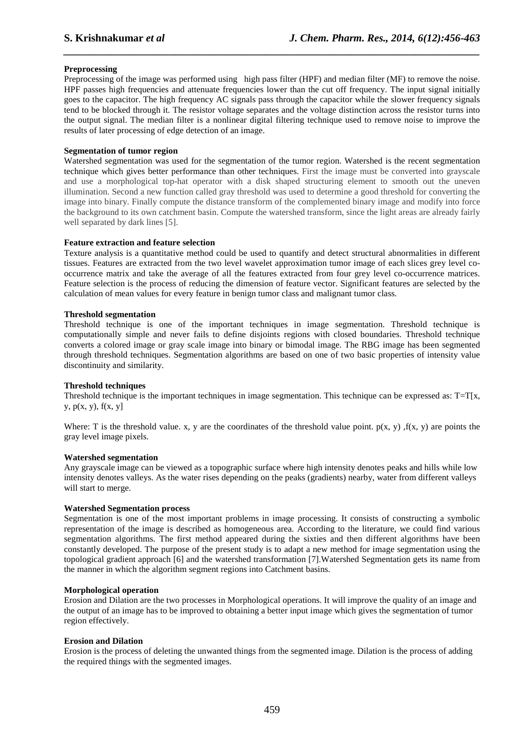**Preprocessing**

Preprocessing of the image was performed using high pass filter (HPF) and median filter (MF) to remove the noise. HPF passes high frequencies and attenuate frequencies lower than the cut off frequency. The input signal initially goes to the capacitor. The high frequency AC signals pass through the capacitor while the slower frequency signals tend to be blocked through it. The resistor voltage separates and the voltage distinction across the resistor turns into the output signal. The median filter is a nonlinear digital filtering technique used to remove noise to improve the results of later processing of edge detection of an image.

**Segmentation of tumor region**

Watershed segmentation was used for the segmentation of the tumor region. Watershed is the recent segmentation technique which gives better performance than other techniques. First the image must be converted into grayscale and use a morphological top-hat operator with a disk shaped structuring element to smooth out the uneven illumination. Second a new function called gray threshold was used to determine a good threshold for converting the image into binary. Finally compute the distance transform of the complemented binary image and modify into force the background to its own catchment basin. Compute the watershed transform, since the light areas are already fairly well separated by dark lines [5].

**Feature extraction and feature selection**

Texture analysis is a quantitative method could be used to quantify and detect structural abnormalities in different tissues. Features are extracted from the two level wavelet approximation tumor image of each slices grey level co-occurrence matrix and take the average of all the features extracted from four grey level co-occurrence matrices. Feature selection is the process of reducing the dimension of feature vector. Significant features are selected by the calculation of mean values for every feature in benign tumor class and malignant tumor class.

**Threshold segmentation**

Threshold technique is one of the important techniques in image segmentation. Threshold technique is computationally simple and never fails to define disjoints regions with closed boundaries. Threshold technique converts a colored image or gray scale image into binary or bimodal image. The RBG image has been segmented through threshold techniques. Segmentation algorithms are based on one of two basic properties of intensity value discontinuity and similarity.

**Threshold techniques**

Threshold technique is the important techniques in image segmentation. This technique can be expressed as: $T=T[x, y, p(x, y), f(x, y]$

Where: T is the threshold value. x, y are the coordinates of the threshold value point. $p(x, y)$ ,$f(x, y)$ are points the gray level image pixels.

**Watershed segmentation**

Any grayscale image can be viewed as a topographic surface where high intensity denotes peaks and hills while low intensity denotes valleys. As the water rises depending on the peaks (gradients) nearby, water from different valleys will start to merge.

**Watershed Segmentation process**

Segmentation is one of the most important problems in image processing. It consists of constructing a symbolic representation of the image is described as homogeneous area. According to the literature, we could find various segmentation algorithms. The first method appeared during the sixties and then different algorithms have been constantly developed. The purpose of the present study is to adapt a new method for image segmentation using the topological gradient approach [6] and the watershed transformation [7].Watershed Segmentation gets its name from the manner in which the algorithm segment regions into Catchment basins.

**Morphological operation**

Erosion and Dilation are the two processes in Morphological operations. It will improve the quality of an image and the output of an image has to be improved to obtaining a better input image which gives the segmentation of tumor region effectively.

**Erosion and Dilation**

Erosion is the process of deleting the unwanted things from the segmented image. Dilation is the process of adding the required things with the segmented images.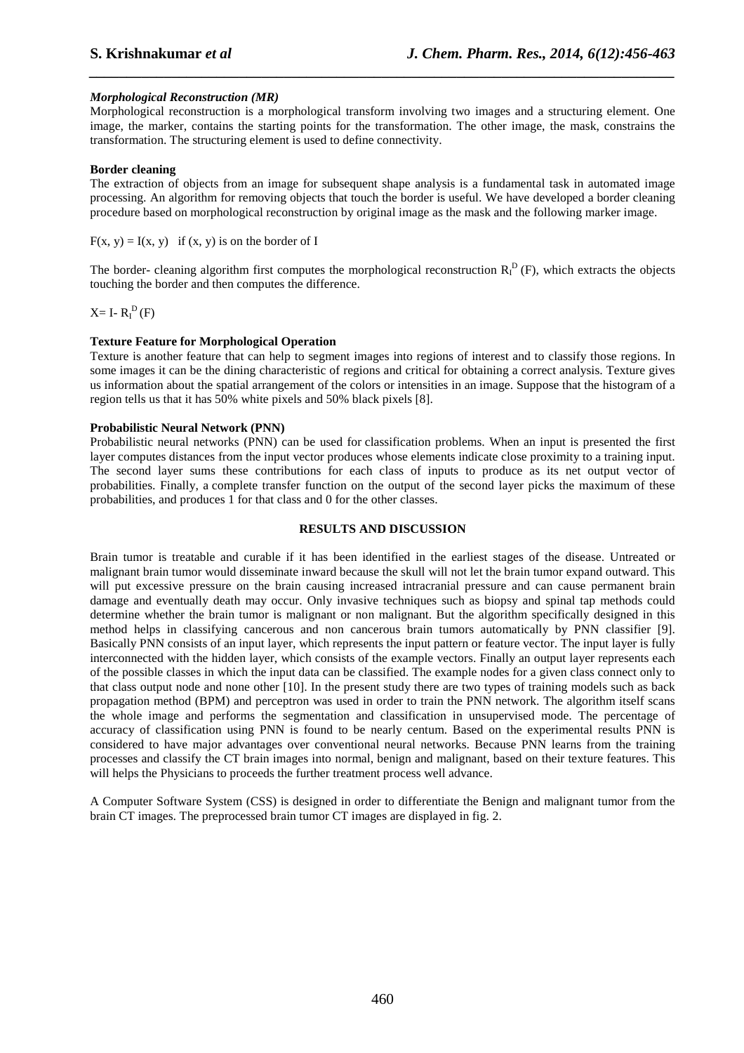#### *Morphological Reconstruction (MR)*

Morphological reconstruction is a morphological transform involving two images and a structuring element. One image, the marker, contains the starting points for the transformation. The other image, the mask, constrains the transformation. The structuring element is used to define connectivity.

#### Border cleaning

The extraction of objects from an image for subsequent shape analysis is a fundamental task in automated image processing. An algorithm for removing objects that touch the border is useful. We have developed a border cleaning procedure based on morphological reconstruction by original image as the mask and the following marker image.

$F(x, y) = I(x, y)$ if $(x, y)$ is on the border of I

The border- cleaning algorithm first computes the morphological reconstruction $R_I^D(F)$, which extracts the objects touching the border and then computes the difference.

$X = I - R_I^D(F)$

#### Texture Feature for Morphological Operation

Texture is another feature that can help to segment images into regions of interest and to classify those regions. In some images it can be the dining characteristic of regions and critical for obtaining a correct analysis. Texture gives us information about the spatial arrangement of the colors or intensities in an image. Suppose that the histogram of a region tells us that it has 50% white pixels and 50% black pixels [8].

#### Probabilistic Neural Network (PNN)

Probabilistic neural networks (PNN) can be used for classification problems. When an input is presented the first layer computes distances from the input vector produces whose elements indicate close proximity to a training input. The second layer sums these contributions for each class of inputs to produce as its net output vector of probabilities. Finally, a complete transfer function on the output of the second layer picks the maximum of these probabilities, and produces 1 for that class and 0 for the other classes.

## RESULTS AND DISCUSSION

Brain tumor is treatable and curable if it has been identified in the earliest stages of the disease. Untreated or malignant brain tumor would disseminate inward because the skull will not let the brain tumor expand outward. This will put excessive pressure on the brain causing increased intracranial pressure and can cause permanent brain damage and eventually death may occur. Only invasive techniques such as biopsy and spinal tap methods could determine whether the brain tumor is malignant or non malignant. But the algorithm specifically designed in this method helps in classifying cancerous and non cancerous brain tumors automatically by PNN classifier [9]. Basically PNN consists of an input layer, which represents the input pattern or feature vector. The input layer is fully interconnected with the hidden layer, which consists of the example vectors. Finally an output layer represents each of the possible classes in which the input data can be classified. The example nodes for a given class connect only to that class output node and none other [10]. In the present study there are two types of training models such as back propagation method (BPM) and perceptron was used in order to train the PNN network. The algorithm itself scans the whole image and performs the segmentation and classification in unsupervised mode. The percentage of accuracy of classification using PNN is found to be nearly centum. Based on the experimental results PNN is considered to have major advantages over conventional neural networks. Because PNN learns from the training processes and classify the CT brain images into normal, benign and malignant, based on their texture features. This will helps the Physicians to proceeds the further treatment process well advance.

A Computer Software System (CSS) is designed in order to differentiate the Benign and malignant tumor from the brain CT images. The preprocessed brain tumor CT images are displayed in fig. 2.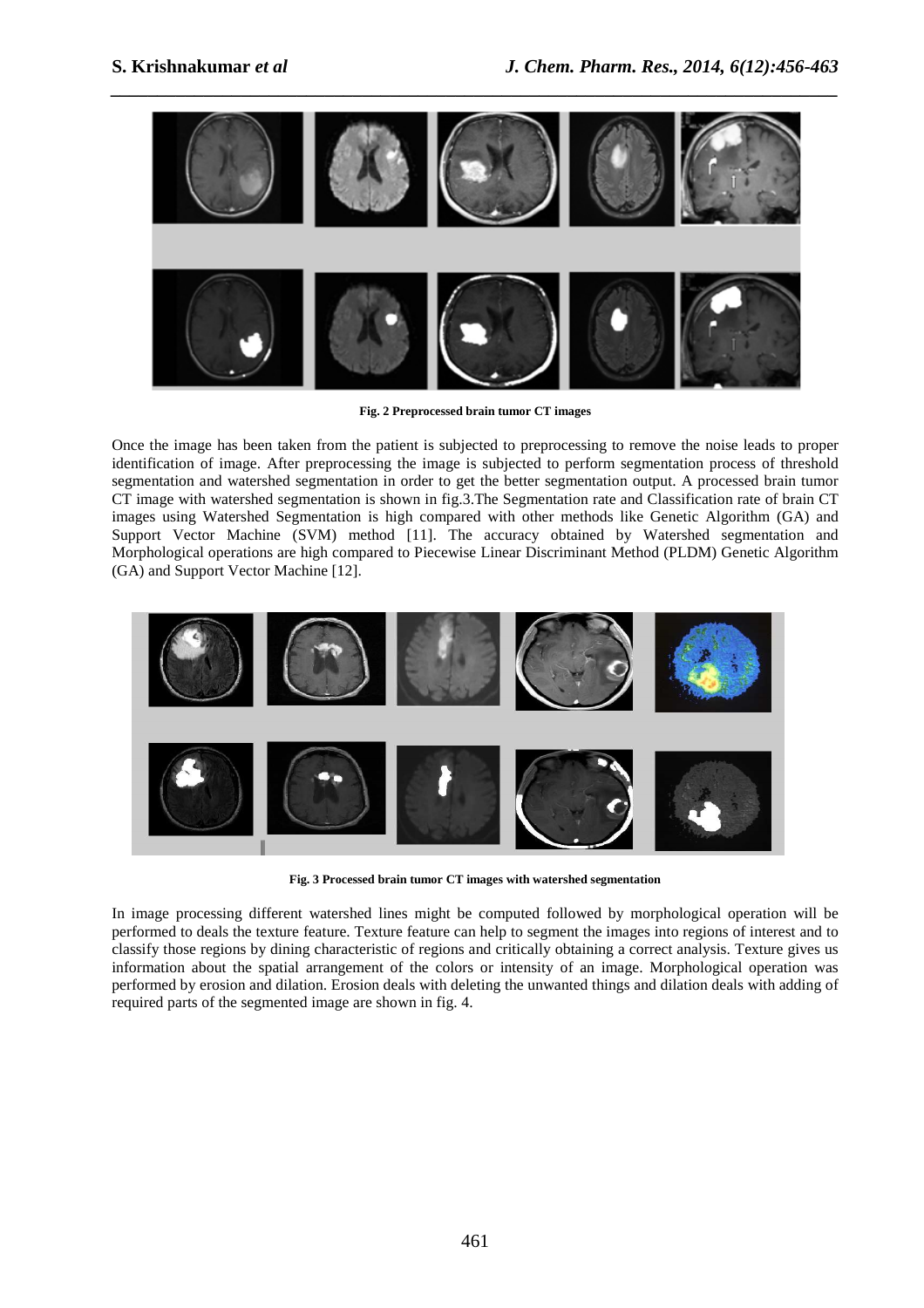Fig. 2 Preprocessed brain tumor CT images

Once the image has been taken from the patient is subjected to preprocessing to remove the noise leads to proper identification of image. After preprocessing the image is subjected to perform segmentation process of threshold segmentation and watershed segmentation in order to get the better segmentation output. A processed brain tumor CT image with watershed segmentation is shown in fig.3.The Segmentation rate and Classification rate of brain CT images using Watershed Segmentation is high compared with other methods like Genetic Algorithm (GA) and Support Vector Machine (SVM) method [11]. The accuracy obtained by Watershed segmentation and Morphological operations are high compared to Piecewise Linear Discriminant Method (PLDM) Genetic Algorithm (GA) and Support Vector Machine [12].

Fig. 3 Processed brain tumor CT images with watershed segmentation

In image processing different watershed lines might be computed followed by morphological operation will be performed to deals the texture feature. Texture feature can help to segment the images into regions of interest and to classify those regions by dining characteristic of regions and critically obtaining a correct analysis. Texture gives us information about the spatial arrangement of the colors or intensity of an image. Morphological operation was performed by erosion and dilation. Erosion deals with deleting the unwanted things and dilation deals with adding of required parts of the segmented image are shown in fig. 4.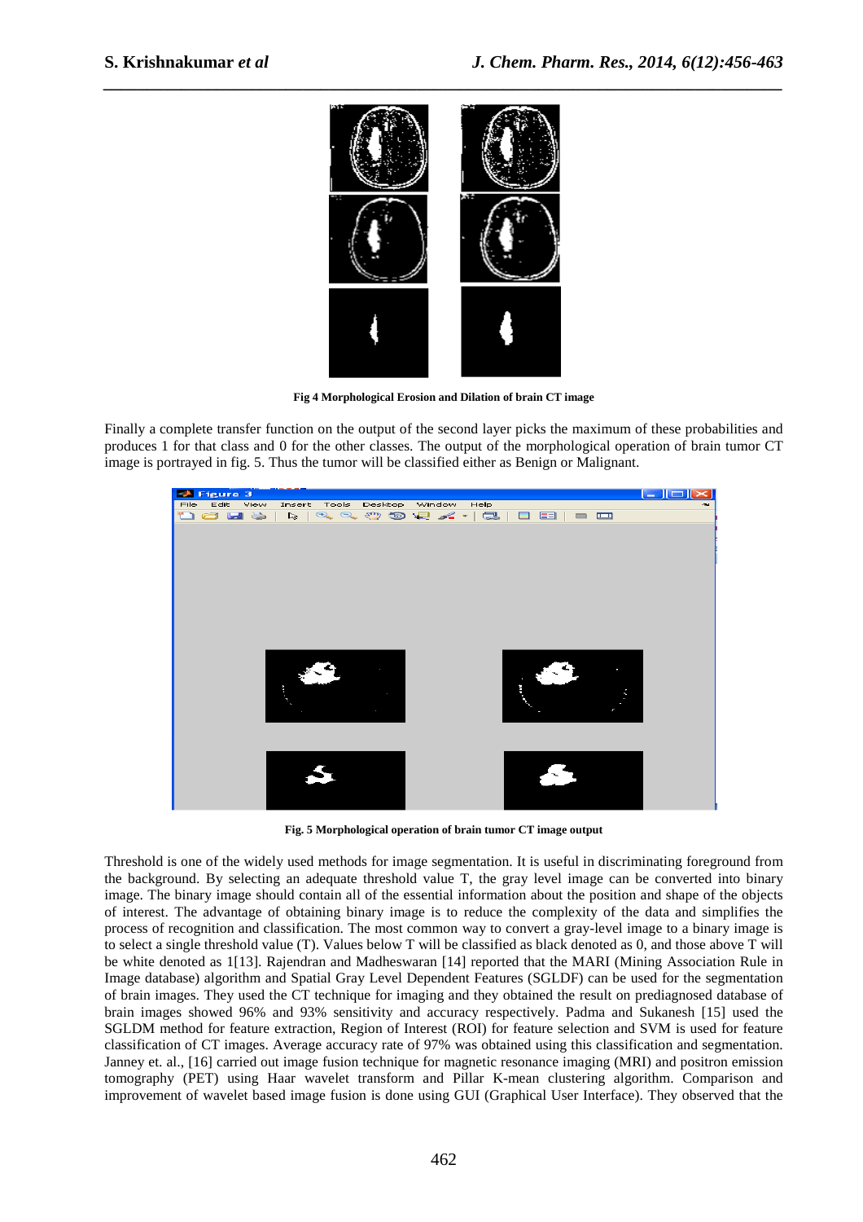Fig 4 Morphological Erosion and Dilation of brain CT image

Finally a complete transfer function on the output of the second layer picks the maximum of these probabilities and produces 1 for that class and 0 for the other classes. The output of the morphological operation of brain tumor CT image is portrayed in fig. 5. Thus the tumor will be classified either as Benign or Malignant.

Fig. 5 Morphological operation of brain tumor CT image output

Threshold is one of the widely used methods for image segmentation. It is useful in discriminating foreground from the background. By selecting an adequate threshold value T, the gray level image can be converted into binary image. The binary image should contain all of the essential information about the position and shape of the objects of interest. The advantage of obtaining binary image is to reduce the complexity of the data and simplifies the process of recognition and classification. The most common way to convert a gray-level image to a binary image is to select a single threshold value (T). Values below T will be classified as black denoted as 0, and those above T will be white denoted as 1[13]. Rajendran and Madheswaran [14] reported that the MARI (Mining Association Rule in Image database) algorithm and Spatial Gray Level Dependent Features (SGLDF) can be used for the segmentation of brain images. They used the CT technique for imaging and they obtained the result on prediagnosed database of brain images showed 96% and 93% sensitivity and accuracy respectively. Padma and Sukanesh [15] used the SGLDM method for feature extraction, Region of Interest (ROI) for feature selection and SVM is used for feature classification of CT images. Average accuracy rate of 97% was obtained using this classification and segmentation. Janney et. al., [16] carried out image fusion technique for magnetic resonance imaging (MRI) and positron emission tomography (PET) using Haar wavelet transform and Pillar K-mean clustering algorithm. Comparison and improvement of wavelet based image fusion is done using GUI (Graphical User Interface). They observed that the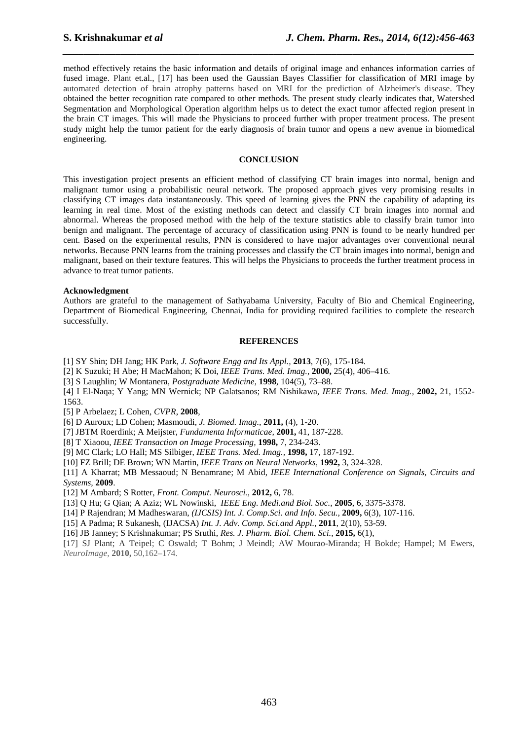method effectively retains the basic information and details of original image and enhances information carries of fused image. Plant et.al., [17] has been used the Gaussian Bayes Classifier for classification of MRI image by automated detection of brain atrophy patterns based on MRI for the prediction of Alzheimer's disease. They obtained the better recognition rate compared to other methods. The present study clearly indicates that, Watershed Segmentation and Morphological Operation algorithm helps us to detect the exact tumor affected region present in the brain CT images. This will made the Physicians to proceed further with proper treatment process. The present study might help the tumor patient for the early diagnosis of brain tumor and opens a new avenue in biomedical engineering.

## CONCLUSION

This investigation project presents an efficient method of classifying CT brain images into normal, benign and malignant tumor using a probabilistic neural network. The proposed approach gives very promising results in classifying CT images data instantaneously. This speed of learning gives the PNN the capability of adapting its learning in real time. Most of the existing methods can detect and classify CT brain images into normal and abnormal. Whereas the proposed method with the help of the texture statistics able to classify brain tumor into benign and malignant. The percentage of accuracy of classification using PNN is found to be nearly hundred per cent. Based on the experimental results, PNN is considered to have major advantages over conventional neural networks. Because PNN learns from the training processes and classify the CT brain images into normal, benign and malignant, based on their texture features. This will helps the Physicians to proceeds the further treatment process in advance to treat tumor patients.

**Acknowledgment**

Authors are grateful to the management of Sathyabama University, Faculty of Bio and Chemical Engineering, Department of Biomedical Engineering, Chennai, India for providing required facilities to complete the research successfully.

## REFERENCES

[1] SY Shin; DH Jang; HK Park, *J. Software Engg and Its Appl.*, **2013**, 7(6), 175-184.

[2] K Suzuki; H Abe; H MacMahon; K Doi, *IEEE Trans. Med. Imag.*, **2000,** 25(4), 406–416.

[3] S Laughlin; W Montanera, *Postgraduate Medicine*, **1998**, 104(5), 73–88.

[4] I El-Naqa; Y Yang; MN Wernick; NP Galatsanos; RM Nishikawa, *IEEE Trans. Med. Imag.*, **2002,** 21, 1552-1563.

[5] P Arbelaez; L Cohen, *CVPR*, **2008**,

[6] D Auroux; LD Cohen; Masmoudi, *J. Biomed. Imag.*, **2011,** (4), 1-20.

[7] JBTM Roerdink; A Meijster, *Fundamenta Informaticae*, **2001,** 41, 187-228.

[8] T Xiaoou, *IEEE Transaction on Image Processing*, **1998,** 7, 234-243.

[9] MC Clark; LO Hall; MS Silbiger, *IEEE Trans. Med. Imag.*, **1998,** 17, 187-192.

[10] FZ Brill; DE Brown; WN Martin, *IEEE Trans on Neural Networks*, **1992,** 3, 324-328.

[11] A Kharrat; MB Messaoud; N Benamrane; M Abid, *IEEE International Conference on Signals, Circuits and Systems*, **2009**.

[12] M Ambard; S Rotter, *Front. Comput. Neurosci.*, **2012,** 6, 78.

[13] Q Hu; G Qian; A Aziz; WL Nowinski, *IEEE Eng. Medi.and Biol. Soc.*, **2005**, 6, 3375-3378.

[14] P Rajendran; M Madheswaran, *(IJCSIS) Int. J. Comp.Sci. and Info. Secu.*, **2009,** 6(3), 107-116.

[15] A Padma; R Sukanesh, (IJACSA) *Int. J. Adv. Comp. Sci.and Appl.*, **2011**, 2(10), 53-59.

[16] JB Janney; S Krishnakumar; PS Sruthi, *Res. J. Pharm. Biol. Chem. Sci.*, **2015,** 6(1),

[17] SJ Plant; A Teipel; C Oswald; T Bohm; J Meindl; AW Mourao-Miranda; H Bokde; Hampel; M Ewers, *NeuroImage*, **2010,** 50,162–174.